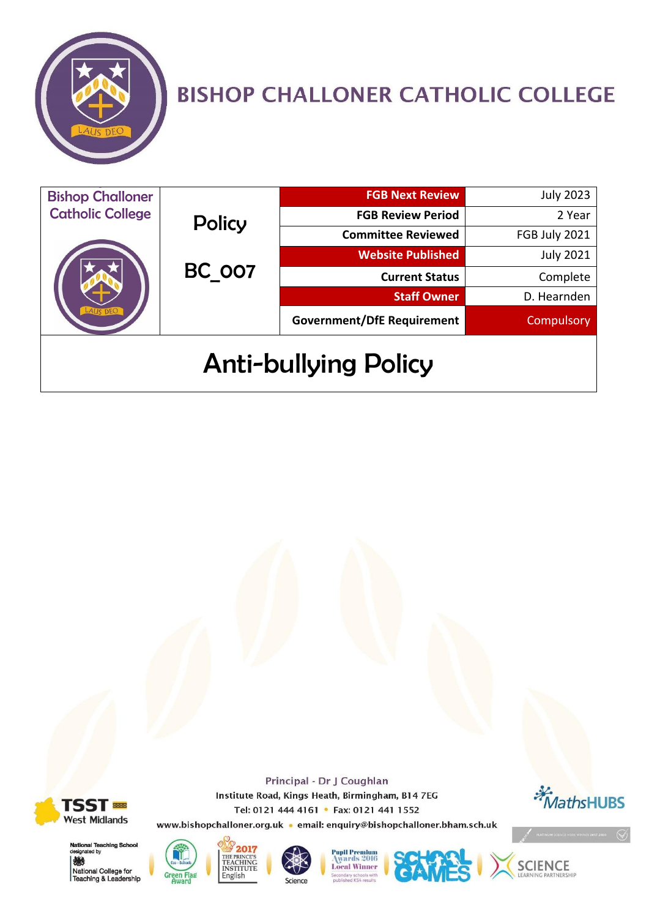# BISHOP CHALLONER CATHOLIC COLLEGE

| Bishop Challoner Catholic College | Policy BC_007 | FGB Next Review | July 2023 |
| --- | --- | --- | --- |
| | | FGB Review Period | 2 Year |
| | | Committee Reviewed | FGB July 2021 |
| | | Website Published | July 2021 |
| | | Current Status | Complete |
| | | Staff Owner | D. Hearnden |
| | | Government/DfE Requirement | Compulsory |

# Anti-bullying Policy

Principal - Dr J Coughlan
Institute Road, Kings Heath, Birmingham, B14 7EG
Tel: 0121 444 4161 • Fax: 0121 441 1552
www.bishopchalloner.org.uk • email: enquiry@bishopchalloner.bham.sch.uk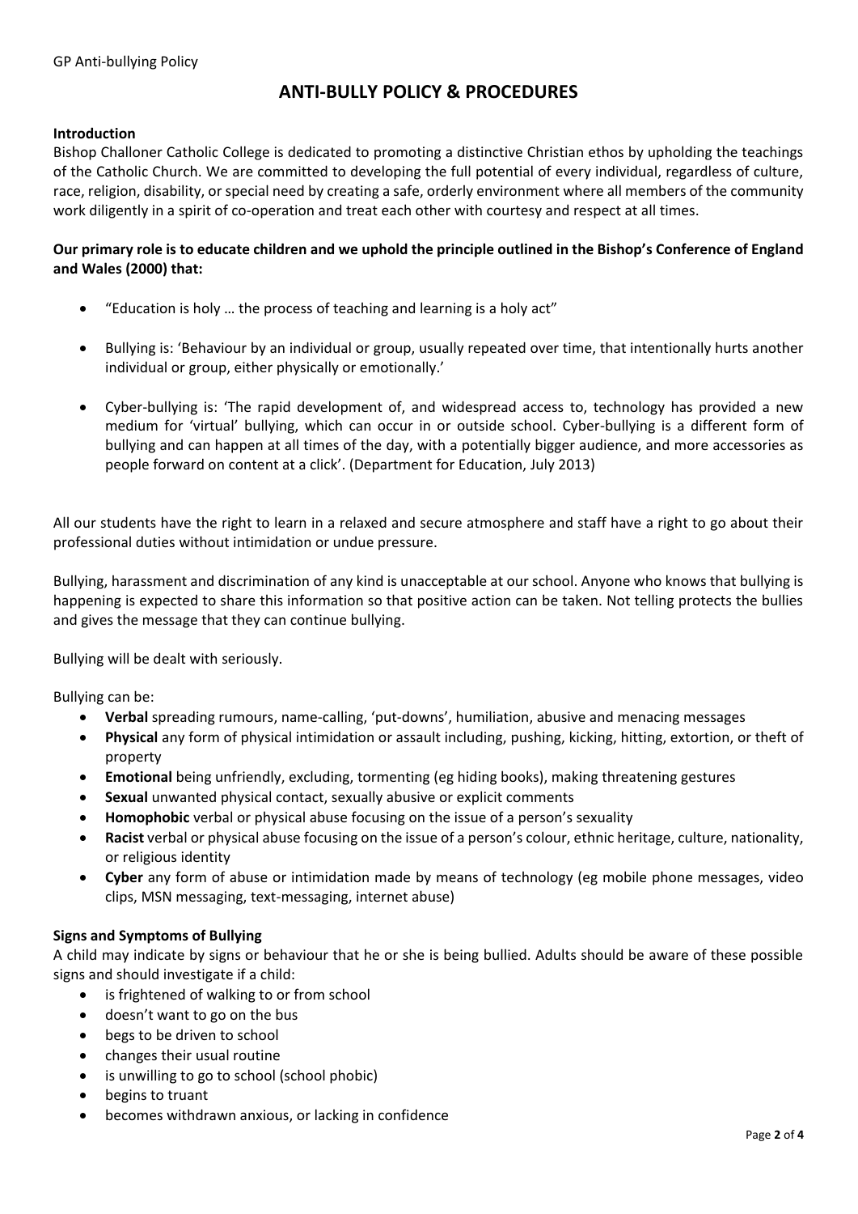# ANTI-BULLY POLICY & PROCEDURES

**Introduction**

Bishop Challoner Catholic College is dedicated to promoting a distinctive Christian ethos by upholding the teachings of the Catholic Church. We are committed to developing the full potential of every individual, regardless of culture, race, religion, disability, or special need by creating a safe, orderly environment where all members of the community work diligently in a spirit of co-operation and treat each other with courtesy and respect at all times.

**Our primary role is to educate children and we uphold the principle outlined in the Bishop's Conference of England and Wales (2000) that:**

- "Education is holy … the process of teaching and learning is a holy act"
- Bullying is: 'Behaviour by an individual or group, usually repeated over time, that intentionally hurts another individual or group, either physically or emotionally.'
- Cyber-bullying is: 'The rapid development of, and widespread access to, technology has provided a new medium for 'virtual' bullying, which can occur in or outside school. Cyber-bullying is a different form of bullying and can happen at all times of the day, with a potentially bigger audience, and more accessories as people forward on content at a click'. (Department for Education, July 2013)

All our students have the right to learn in a relaxed and secure atmosphere and staff have a right to go about their professional duties without intimidation or undue pressure.

Bullying, harassment and discrimination of any kind is unacceptable at our school. Anyone who knows that bullying is happening is expected to share this information so that positive action can be taken. Not telling protects the bullies and gives the message that they can continue bullying.

Bullying will be dealt with seriously.

Bullying can be:

- **Verbal** spreading rumours, name-calling, 'put-downs', humiliation, abusive and menacing messages
- **Physical** any form of physical intimidation or assault including, pushing, kicking, hitting, extortion, or theft of property
- **Emotional** being unfriendly, excluding, tormenting (eg hiding books), making threatening gestures
- **Sexual** unwanted physical contact, sexually abusive or explicit comments
- **Homophobic** verbal or physical abuse focusing on the issue of a person's sexuality
- **Racist** verbal or physical abuse focusing on the issue of a person's colour, ethnic heritage, culture, nationality, or religious identity
- **Cyber** any form of abuse or intimidation made by means of technology (eg mobile phone messages, video clips, MSN messaging, text-messaging, internet abuse)

**Signs and Symptoms of Bullying**

A child may indicate by signs or behaviour that he or she is being bullied. Adults should be aware of these possible signs and should investigate if a child:

- is frightened of walking to or from school
- doesn't want to go on the bus
- begs to be driven to school
- changes their usual routine
- is unwilling to go to school (school phobic)
- begins to truant
- becomes withdrawn anxious, or lacking in confidence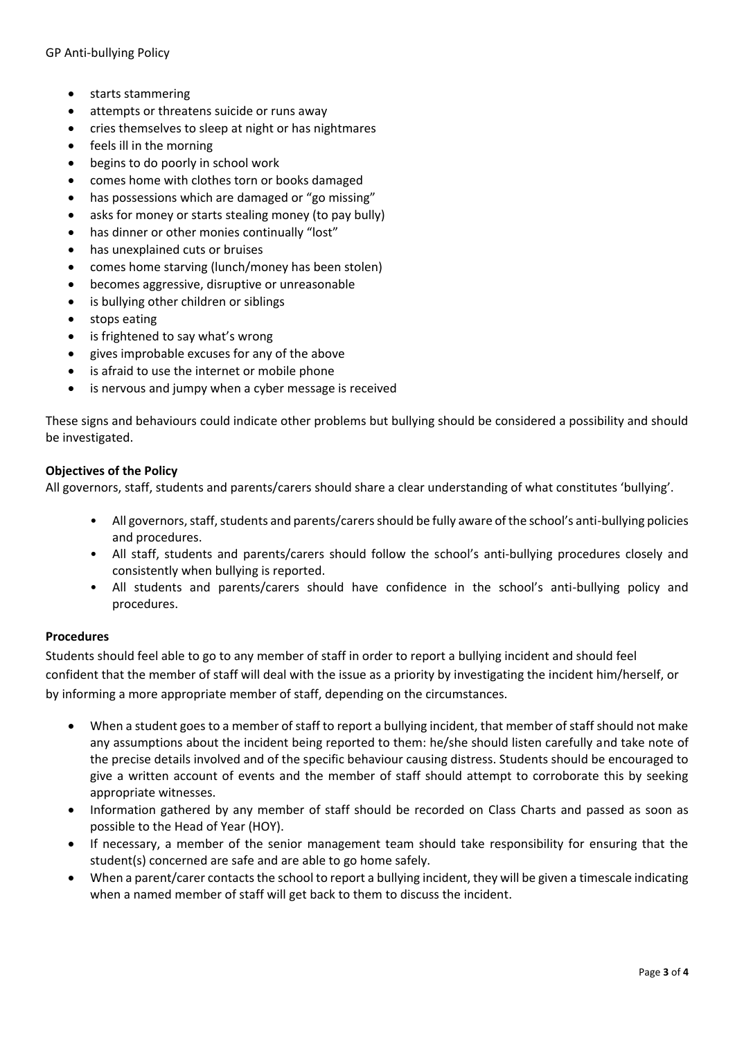- starts stammering
- attempts or threatens suicide or runs away
- cries themselves to sleep at night or has nightmares
- feels ill in the morning
- begins to do poorly in school work
- comes home with clothes torn or books damaged
- has possessions which are damaged or "go missing"
- asks for money or starts stealing money (to pay bully)
- has dinner or other monies continually "lost"
- has unexplained cuts or bruises
- comes home starving (lunch/money has been stolen)
- becomes aggressive, disruptive or unreasonable
- is bullying other children or siblings
- stops eating
- is frightened to say what's wrong
- gives improbable excuses for any of the above
- is afraid to use the internet or mobile phone
- is nervous and jumpy when a cyber message is received

These signs and behaviours could indicate other problems but bullying should be considered a possibility and should be investigated.

**Objectives of the Policy**

All governors, staff, students and parents/carers should share a clear understanding of what constitutes 'bullying'.

- All governors, staff, students and parents/carers should be fully aware of the school's anti-bullying policies and procedures.
- All staff, students and parents/carers should follow the school's anti-bullying procedures closely and consistently when bullying is reported.
- All students and parents/carers should have confidence in the school's anti-bullying policy and procedures.

**Procedures**

Students should feel able to go to any member of staff in order to report a bullying incident and should feel confident that the member of staff will deal with the issue as a priority by investigating the incident him/herself, or by informing a more appropriate member of staff, depending on the circumstances.

- When a student goes to a member of staff to report a bullying incident, that member of staff should not make any assumptions about the incident being reported to them: he/she should listen carefully and take note of the precise details involved and of the specific behaviour causing distress. Students should be encouraged to give a written account of events and the member of staff should attempt to corroborate this by seeking appropriate witnesses.
- Information gathered by any member of staff should be recorded on Class Charts and passed as soon as possible to the Head of Year (HOY).
- If necessary, a member of the senior management team should take responsibility for ensuring that the student(s) concerned are safe and are able to go home safely.
- When a parent/carer contacts the school to report a bullying incident, they will be given a timescale indicating when a named member of staff will get back to them to discuss the incident.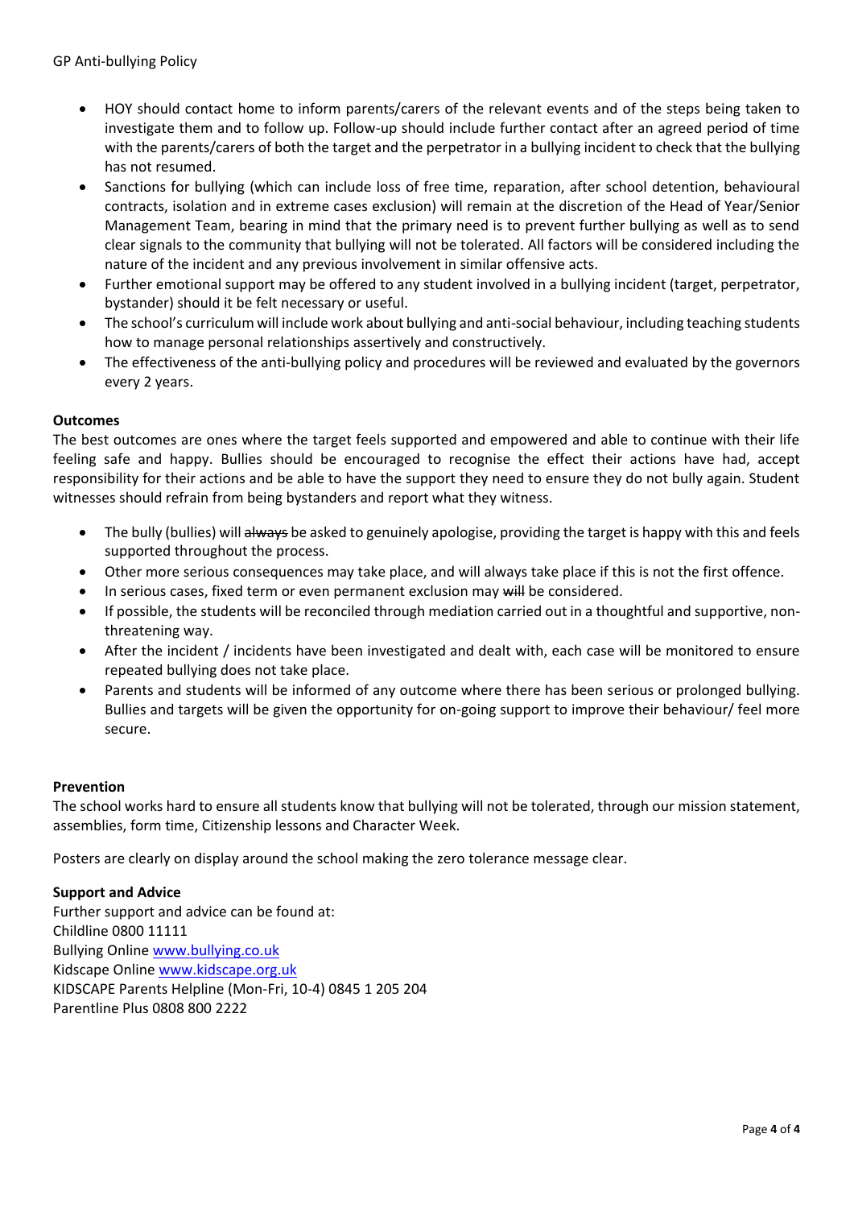- HOY should contact home to inform parents/carers of the relevant events and of the steps being taken to investigate them and to follow up. Follow-up should include further contact after an agreed period of time with the parents/carers of both the target and the perpetrator in a bullying incident to check that the bullying has not resumed.
- Sanctions for bullying (which can include loss of free time, reparation, after school detention, behavioural contracts, isolation and in extreme cases exclusion) will remain at the discretion of the Head of Year/Senior Management Team, bearing in mind that the primary need is to prevent further bullying as well as to send clear signals to the community that bullying will not be tolerated. All factors will be considered including the nature of the incident and any previous involvement in similar offensive acts.
- Further emotional support may be offered to any student involved in a bullying incident (target, perpetrator, bystander) should it be felt necessary or useful.
- The school's curriculum will include work about bullying and anti-social behaviour, including teaching students how to manage personal relationships assertively and constructively.
- The effectiveness of the anti-bullying policy and procedures will be reviewed and evaluated by the governors every 2 years.

**Outcomes**

The best outcomes are ones where the target feels supported and empowered and able to continue with their life feeling safe and happy. Bullies should be encouraged to recognise the effect their actions have had, accept responsibility for their actions and be able to have the support they need to ensure they do not bully again. Student witnesses should refrain from being bystanders and report what they witness.

- The bully (bullies) will ~~always~~ be asked to genuinely apologise, providing the target is happy with this and feels supported throughout the process.
- Other more serious consequences may take place, and will always take place if this is not the first offence.
- In serious cases, fixed term or even permanent exclusion may ~~will~~ be considered.
- If possible, the students will be reconciled through mediation carried out in a thoughtful and supportive, non-threatening way.
- After the incident / incidents have been investigated and dealt with, each case will be monitored to ensure repeated bullying does not take place.
- Parents and students will be informed of any outcome where there has been serious or prolonged bullying. Bullies and targets will be given the opportunity for on-going support to improve their behaviour/ feel more secure.

**Prevention**

The school works hard to ensure all students know that bullying will not be tolerated, through our mission statement, assemblies, form time, Citizenship lessons and Character Week.

Posters are clearly on display around the school making the zero tolerance message clear.

**Support and Advice**

Further support and advice can be found at:
Childline 0800 11111
Bullying Online www.bullying.co.uk
Kidscape Online www.kidscape.org.uk
KIDSCAPE Parents Helpline (Mon-Fri, 10-4) 0845 1 205 204
Parentline Plus 0808 800 2222